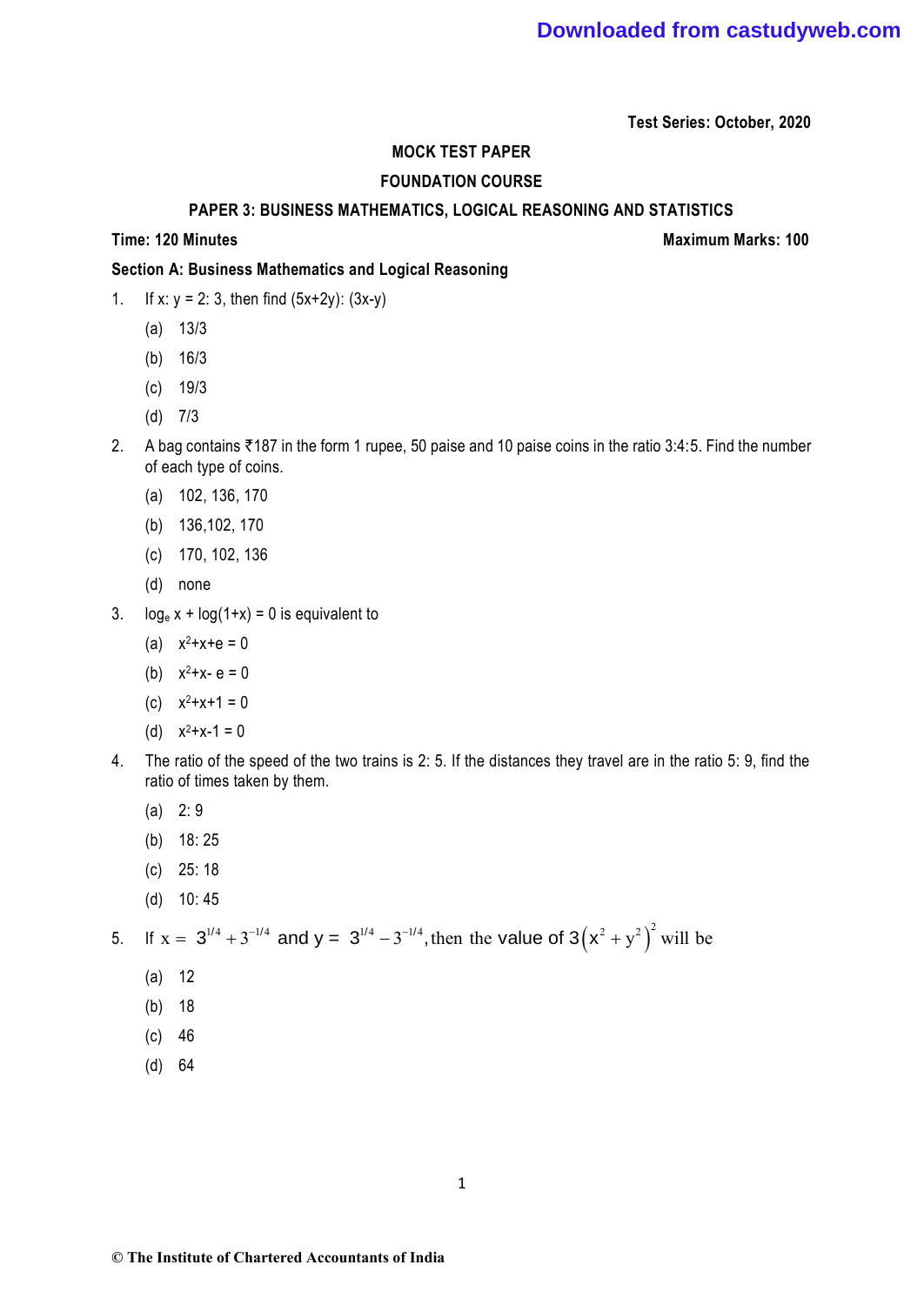Test Series: October, 2020

# MOCK TEST PAPER

## FOUNDATION COURSE

## PAPER 3: BUSINESS MATHEMATICS, LOGICAL REASONING AND STATISTICS

**Time: 120 Minutes** **Maximum Marks: 100**

### Section A: Business Mathematics and Logical Reasoning

1. If x: y = 2: 3, then find (5x+2y): (3x-y)
   - (a) 13/3
   - (b) 16/3
   - (c) 19/3
   - (d) 7/3

2. A bag contains ₹187 in the form 1 rupee, 50 paise and 10 paise coins in the ratio 3:4:5. Find the number of each type of coins.
   - (a) 102, 136, 170
   - (b) 136,102, 170
   - (c) 170, 102, 136
   - (d) none

3. $\log_e x + \log(1+x) = 0$ is equivalent to
   - (a) $x^2+x+e = 0$
   - (b) $x^2+x- e = 0$
   - (c) $x^2+x+1 = 0$
   - (d) $x^2+x-1 = 0$

4. The ratio of the speed of the two trains is 2: 5. If the distances they travel are in the ratio 5: 9, find the ratio of times taken by them.
   - (a) 2: 9
   - (b) 18: 25
   - (c) 25: 18
   - (d) 10: 45

5. If $x = 3^{1/4} + 3^{-1/4}$ and $y = 3^{1/4} - 3^{-1/4}$, then the value of $3\left(x^2 + y^2\right)^2$ will be
   - (a) 12
   - (b) 18
   - (c) 46
   - (d) 64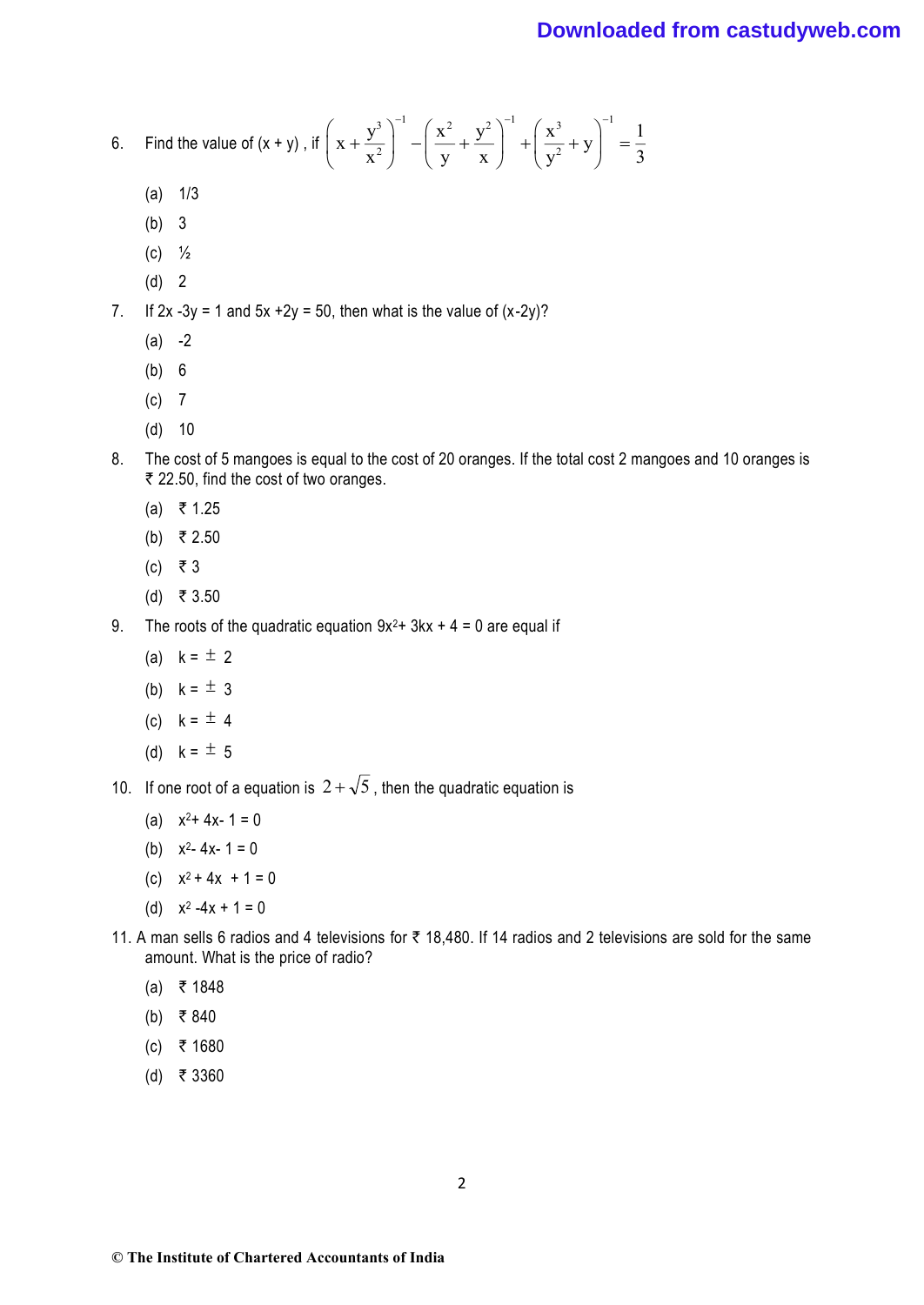6. Find the value of (x + y) , if $\left(x+\frac{y^3}{x^2}\right)^{-1}-\left(\frac{x^2}{y}+\frac{y^2}{x}\right)^{-1}+\left(\frac{x^3}{y^2}+y\right)^{-1}=\frac{1}{3}$

   (a) 1/3

   (b) 3

   (c) ½

   (d) 2

7. If 2x -3y = 1 and 5x +2y = 50, then what is the value of (x-2y)?

   (a) -2

   (b) 6

   (c) 7

   (d) 10

8. The cost of 5 mangoes is equal to the cost of 20 oranges. If the total cost 2 mangoes and 10 oranges is ₹ 22.50, find the cost of two oranges.

   (a) ₹ 1.25

   (b) ₹ 2.50

   (c) ₹ 3

   (d) ₹ 3.50

9. The roots of the quadratic equation $9x^2 + 3kx + 4 = 0$ are equal if

   (a) k = $\pm$ 2

   (b) k = $\pm$ 3

   (c) k = $\pm$ 4

   (d) k = $\pm$ 5

10. If one root of a equation is $2+\sqrt{5}$ , then the quadratic equation is

    (a) $x^2 + 4x - 1 = 0$

    (b) $x^2 - 4x - 1 = 0$

    (c) $x^2 + 4x + 1 = 0$

    (d) $x^2 - 4x + 1 = 0$

11. A man sells 6 radios and 4 televisions for ₹ 18,480. If 14 radios and 2 televisions are sold for the same amount. What is the price of radio?

    (a) ₹ 1848

    (b) ₹ 840

    (c) ₹ 1680

    (d) ₹ 3360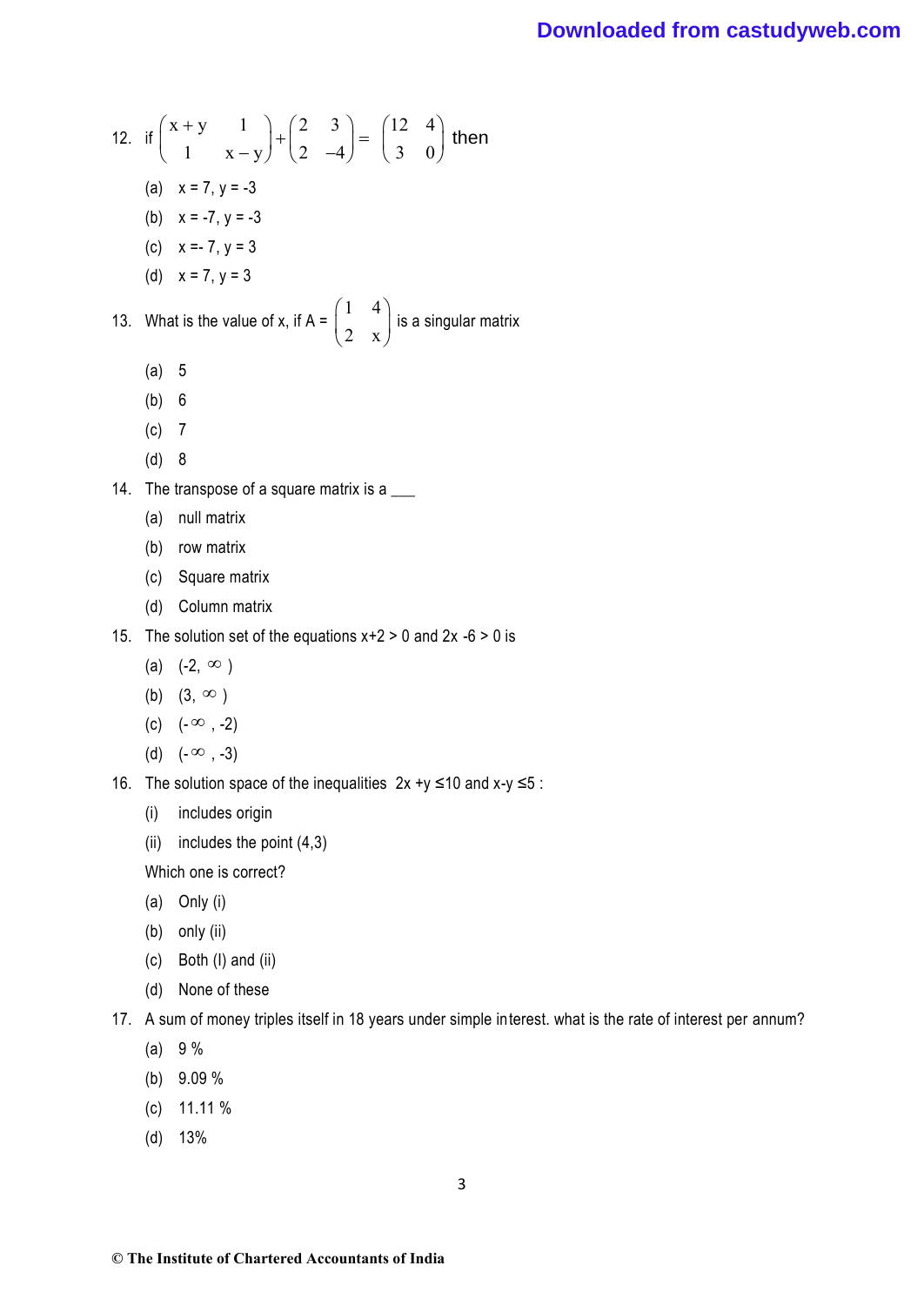12. if $\begin{pmatrix} x+y & 1 \\ 1 & x-y \end{pmatrix} + \begin{pmatrix} 2 & 3 \\ 2 & -4 \end{pmatrix} = \begin{pmatrix} 12 & 4 \\ 3 & 0 \end{pmatrix}$ then

   (a) x = 7, y = -3

   (b) x = -7, y = -3

   (c) x =- 7, y = 3

   (d) x = 7, y = 3

13. What is the value of x, if A = $\begin{pmatrix} 1 & 4 \\ 2 & x \end{pmatrix}$ is a singular matrix

   (a) 5

   (b) 6

   (c) 7

   (d) 8

14. The transpose of a square matrix is a ___

   (a) null matrix

   (b) row matrix

   (c) Square matrix

   (d) Column matrix

15. The solution set of the equations x+2 > 0 and 2x -6 > 0 is

   (a) $(-2, \infty)$

   (b) $(3, \infty)$

   (c) $(-\infty, -2)$

   (d) $(-\infty, -3)$

16. The solution space of the inequalities 2x +y ≤10 and x-y ≤5 :

   (i) includes origin

   (ii) includes the point (4,3)

   Which one is correct?

   (a) Only (i)

   (b) only (ii)

   (c) Both (I) and (ii)

   (d) None of these

17. A sum of money triples itself in 18 years under simple interest. what is the rate of interest per annum?

   (a) 9 %

   (b) 9.09 %

   (c) 11.11 %

   (d) 13%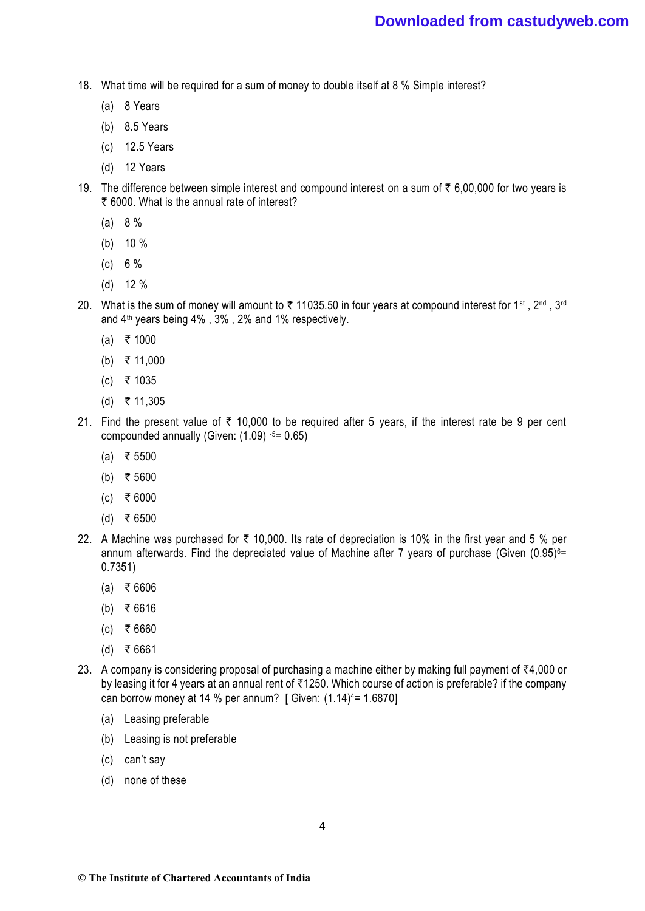18. What time will be required for a sum of money to double itself at 8 % Simple interest?

    (a) 8 Years

    (b) 8.5 Years

    (c) 12.5 Years

    (d) 12 Years

19. The difference between simple interest and compound interest on a sum of ₹ 6,00,000 for two years is ₹ 6000. What is the annual rate of interest?

    (a) 8 %

    (b) 10 %

    (c) 6 %

    (d) 12 %

20. What is the sum of money will amount to ₹ 11035.50 in four years at compound interest for 1st , 2nd , 3rd and 4th years being 4% , 3% , 2% and 1% respectively.

    (a) ₹ 1000

    (b) ₹ 11,000

    (c) ₹ 1035

    (d) ₹ 11,305

21. Find the present value of ₹ 10,000 to be required after 5 years, if the interest rate be 9 per cent compounded annually (Given: $(1.09)^{-5} = 0.65$)

    (a) ₹ 5500

    (b) ₹ 5600

    (c) ₹ 6000

    (d) ₹ 6500

22. A Machine was purchased for ₹ 10,000. Its rate of depreciation is 10% in the first year and 5 % per annum afterwards. Find the depreciated value of Machine after 7 years of purchase (Given $(0.95)^6 = 0.7351$)

    (a) ₹ 6606

    (b) ₹ 6616

    (c) ₹ 6660

    (d) ₹ 6661

23. A company is considering proposal of purchasing a machine either by making full payment of ₹4,000 or by leasing it for 4 years at an annual rent of ₹1250. Which course of action is preferable? if the company can borrow money at 14 % per annum? [ Given: $(1.14)^4 = 1.6870$]

    (a) Leasing preferable

    (b) Leasing is not preferable

    (c) can't say

    (d) none of these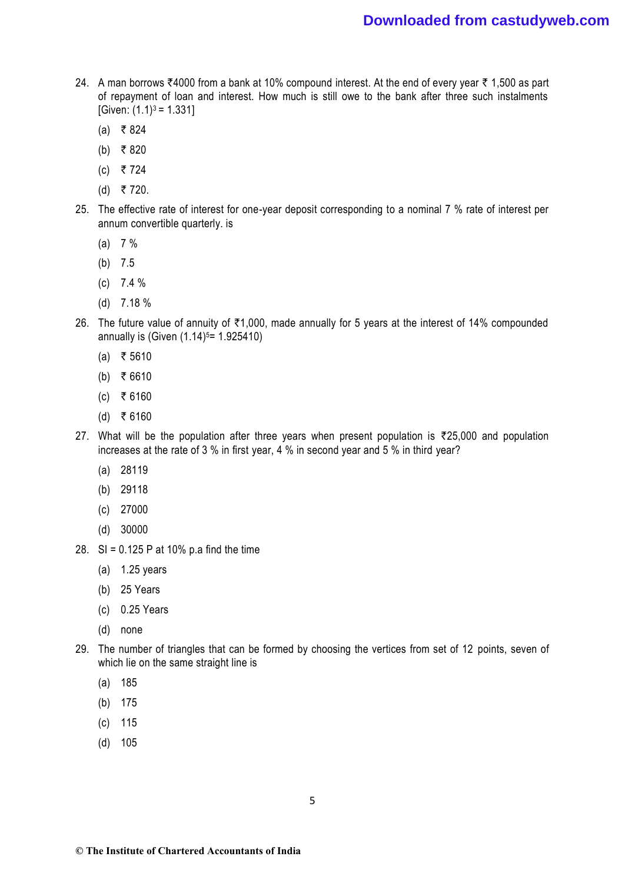24. A man borrows ₹4000 from a bank at 10% compound interest. At the end of every year ₹ 1,500 as part of repayment of loan and interest. How much is still owe to the bank after three such instalments [Given: $(1.1)^3 = 1.331$]

    (a) ₹ 824

    (b) ₹ 820

    (c) ₹ 724

    (d) ₹ 720.

25. The effective rate of interest for one-year deposit corresponding to a nominal 7 % rate of interest per annum convertible quarterly. is

    (a) 7 %

    (b) 7.5

    (c) 7.4 %

    (d) 7.18 %

26. The future value of annuity of ₹1,000, made annually for 5 years at the interest of 14% compounded annually is (Given $(1.14)^5 = 1.925410$)

    (a) ₹ 5610

    (b) ₹ 6610

    (c) ₹ 6160

    (d) ₹ 6160

27. What will be the population after three years when present population is ₹25,000 and population increases at the rate of 3 % in first year, 4 % in second year and 5 % in third year?

    (a) 28119

    (b) 29118

    (c) 27000

    (d) 30000

28. SI = 0.125 P at 10% p.a find the time

    (a) 1.25 years

    (b) 25 Years

    (c) 0.25 Years

    (d) none

29. The number of triangles that can be formed by choosing the vertices from set of 12 points, seven of which lie on the same straight line is

    (a) 185

    (b) 175

    (c) 115

    (d) 105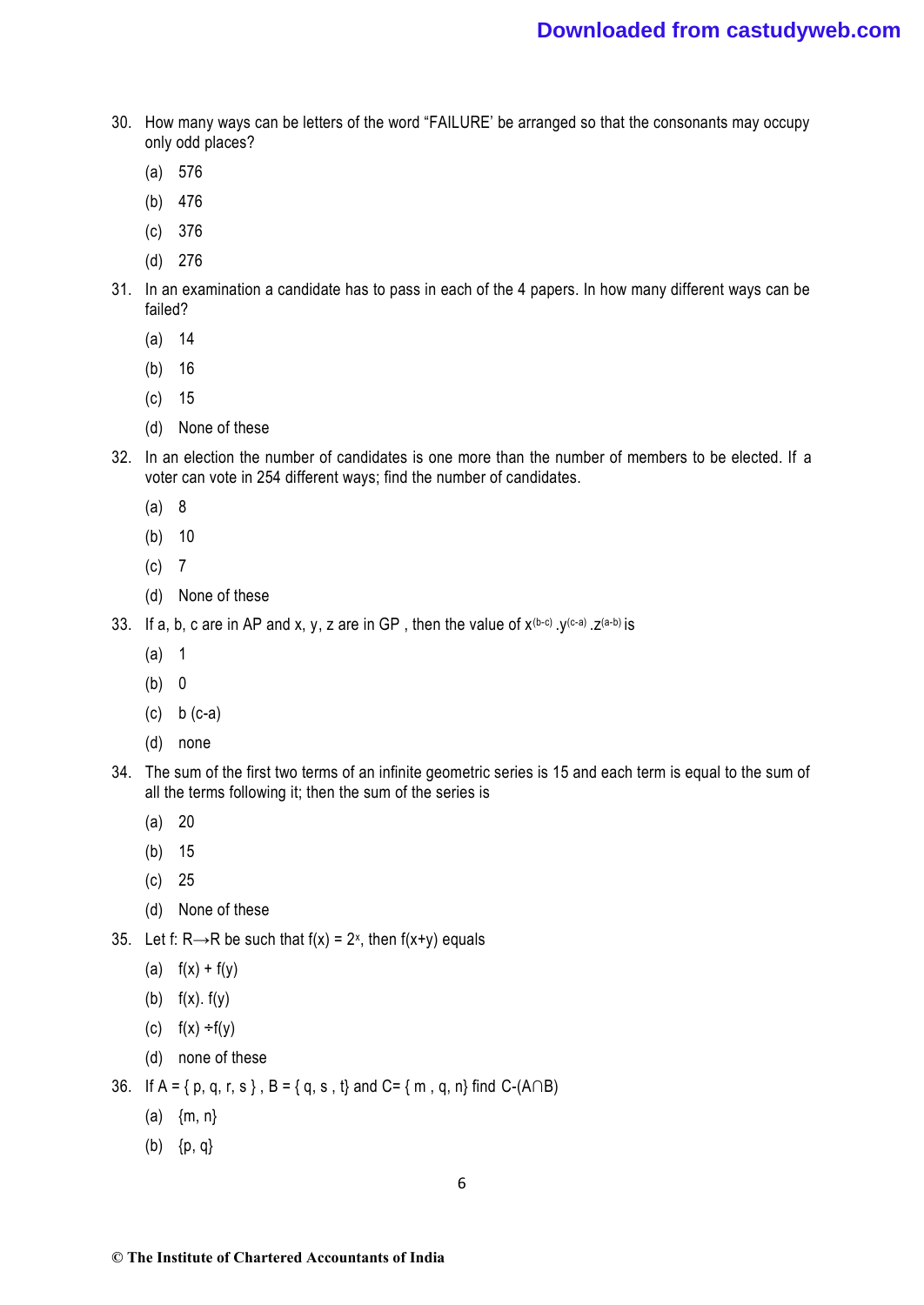30. How many ways can be letters of the word "FAILURE' be arranged so that the consonants may occupy only odd places?

    (a) 576

    (b) 476

    (c) 376

    (d) 276

31. In an examination a candidate has to pass in each of the 4 papers. In how many different ways can be failed?

    (a) 14

    (b) 16

    (c) 15

    (d) None of these

32. In an election the number of candidates is one more than the number of members to be elected. If a voter can vote in 254 different ways; find the number of candidates.

    (a) 8

    (b) 10

    (c) 7

    (d) None of these

33. If a, b, c are in AP and x, y, z are in GP , then the value of $x^{(b-c)} .y^{(c-a)} .z^{(a-b)}$ is

    (a) 1

    (b) 0

    (c) b (c-a)

    (d) none

34. The sum of the first two terms of an infinite geometric series is 15 and each term is equal to the sum of all the terms following it; then the sum of the series is

    (a) 20

    (b) 15

    (c) 25

    (d) None of these

35. Let f: $R \rightarrow R$ be such that $f(x) = 2^x$, then f(x+y) equals

    (a) f(x) + f(y)

    (b) f(x). f(y)

    (c) f(x) ÷f(y)

    (d) none of these

36. If A = { p, q, r, s } , B = { q, s , t} and C= { m , q, n} find $C-(A \cap B)$

    (a) {m, n}

    (b) {p, q}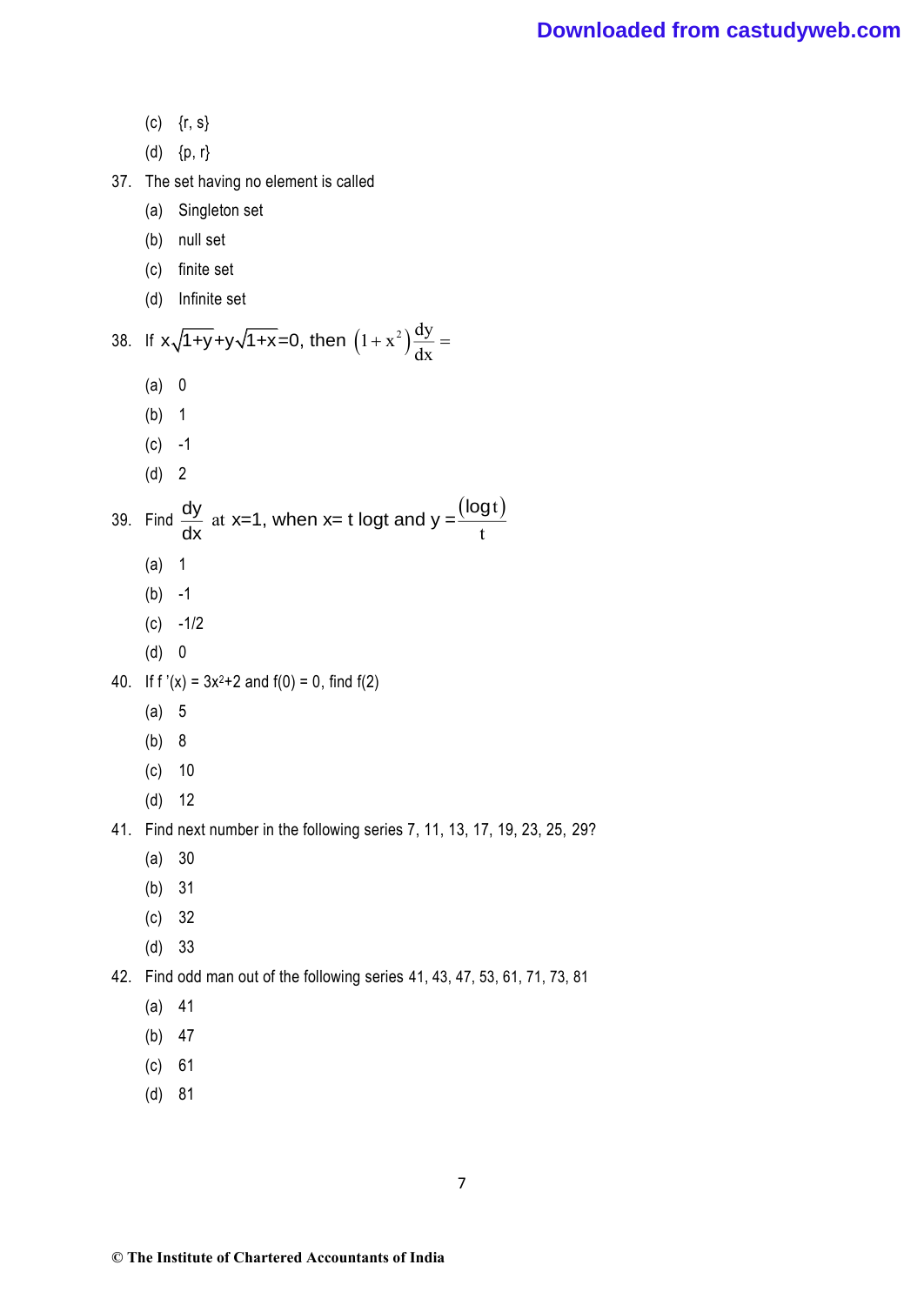(c) {r, s}

(d) {p, r}

37. The set having no element is called

(a) Singleton set

(b) null set

(c) finite set

(d) Infinite set

38. If $x\sqrt{1+y}+y\sqrt{1+x}=0$, then $\left(1+x^2\right)\frac{dy}{dx}=$

(a) 0

(b) 1

(c) -1

(d) 2

39. Find $\frac{dy}{dx}$ at x=1, when x= t logt and $y=\frac{(\log t)}{t}$

(a) 1

(b) -1

(c) -1/2

(d) 0

40. If f '(x) = $3x^2$+2 and f(0) = 0, find f(2)

(a) 5

(b) 8

(c) 10

(d) 12

41. Find next number in the following series 7, 11, 13, 17, 19, 23, 25, 29?

(a) 30

(b) 31

(c) 32

(d) 33

42. Find odd man out of the following series 41, 43, 47, 53, 61, 71, 73, 81

(a) 41

(b) 47

(c) 61

(d) 81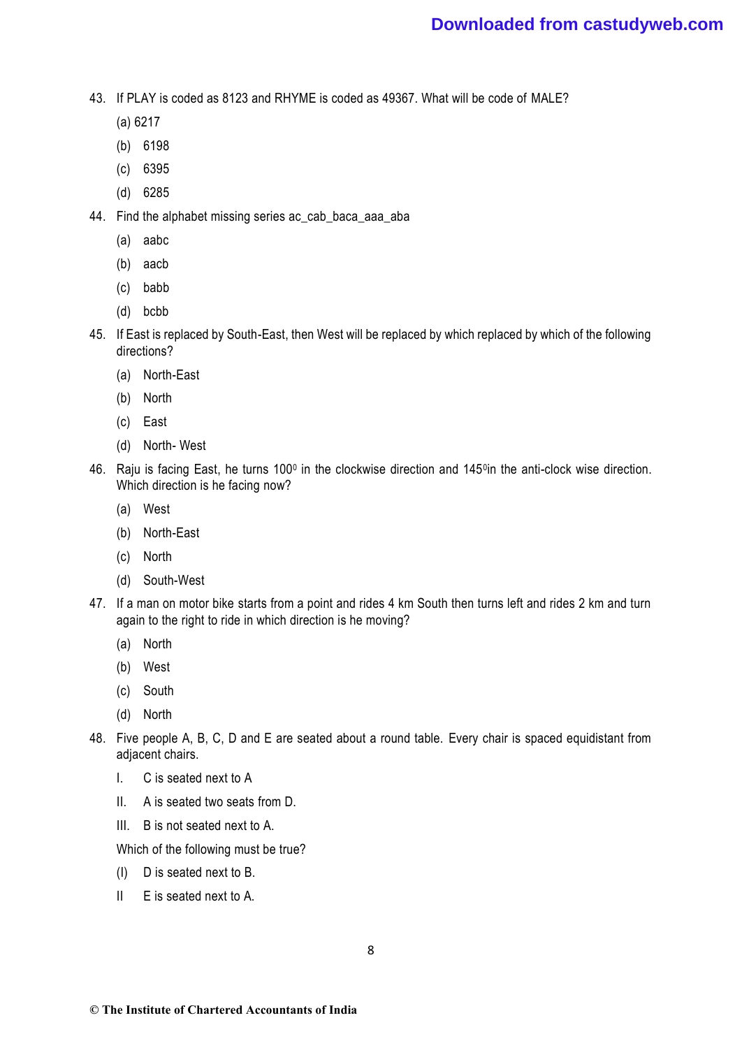43. If PLAY is coded as 8123 and RHYME is coded as 49367. What will be code of MALE?

    (a) 6217

    (b) 6198

    (c) 6395

    (d) 6285

44. Find the alphabet missing series ac_cab_baca_aaa_aba

    (a) aabc

    (b) aacb

    (c) babb

    (d) bcbb

45. If East is replaced by South-East, then West will be replaced by which replaced by which of the following directions?

    (a) North-East

    (b) North

    (c) East

    (d) North- West

46. Raju is facing East, he turns $100^0$ in the clockwise direction and $145^0$in the anti-clock wise direction. Which direction is he facing now?

    (a) West

    (b) North-East

    (c) North

    (d) South-West

47. If a man on motor bike starts from a point and rides 4 km South then turns left and rides 2 km and turn again to the right to ride in which direction is he moving?

    (a) North

    (b) West

    (c) South

    (d) North

48. Five people A, B, C, D and E are seated about a round table. Every chair is spaced equidistant from adjacent chairs.

    I. C is seated next to A

    II. A is seated two seats from D.

    III. B is not seated next to A.

    Which of the following must be true?

    (I) D is seated next to B.

    II E is seated next to A.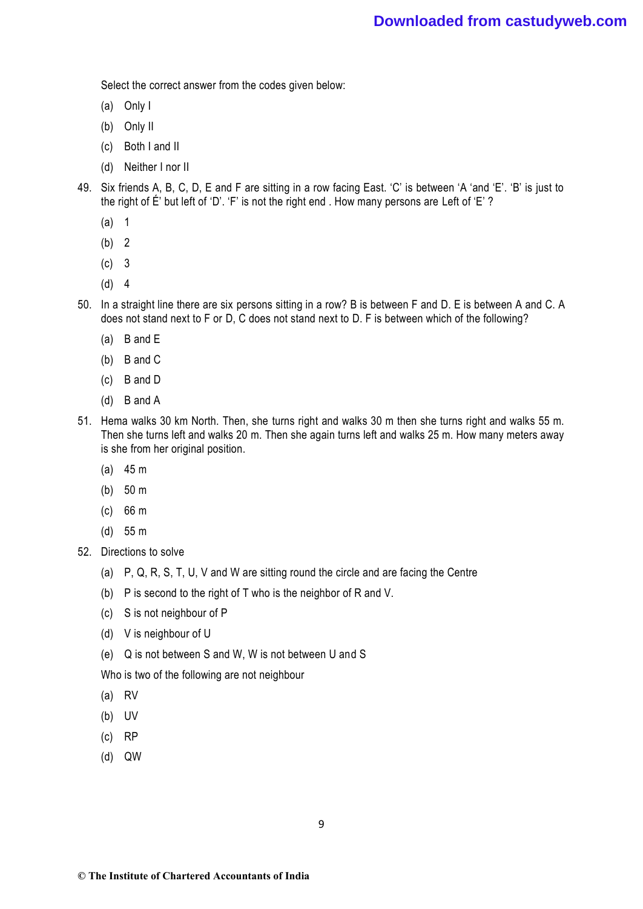Select the correct answer from the codes given below:

(a) Only I

(b) Only II

(c) Both I and II

(d) Neither I nor II

49. Six friends A, B, C, D, E and F are sitting in a row facing East. 'C' is between 'A 'and 'E'. 'B' is just to the right of É' but left of 'D'. 'F' is not the right end . How many persons are Left of 'E' ?

    (a) 1

    (b) 2

    (c) 3

    (d) 4

50. In a straight line there are six persons sitting in a row? B is between F and D. E is between A and C. A does not stand next to F or D, C does not stand next to D. F is between which of the following?

    (a) B and E

    (b) B and C

    (c) B and D

    (d) B and A

51. Hema walks 30 km North. Then, she turns right and walks 30 m then she turns right and walks 55 m. Then she turns left and walks 20 m. Then she again turns left and walks 25 m. How many meters away is she from her original position.

    (a) 45 m

    (b) 50 m

    (c) 66 m

    (d) 55 m

52. Directions to solve

    (a) P, Q, R, S, T, U, V and W are sitting round the circle and are facing the Centre

    (b) P is second to the right of T who is the neighbor of R and V.

    (c) S is not neighbour of P

    (d) V is neighbour of U

    (e) Q is not between S and W, W is not between U and S

    Who is two of the following are not neighbour

    (a) RV

    (b) UV

    (c) RP

    (d) QW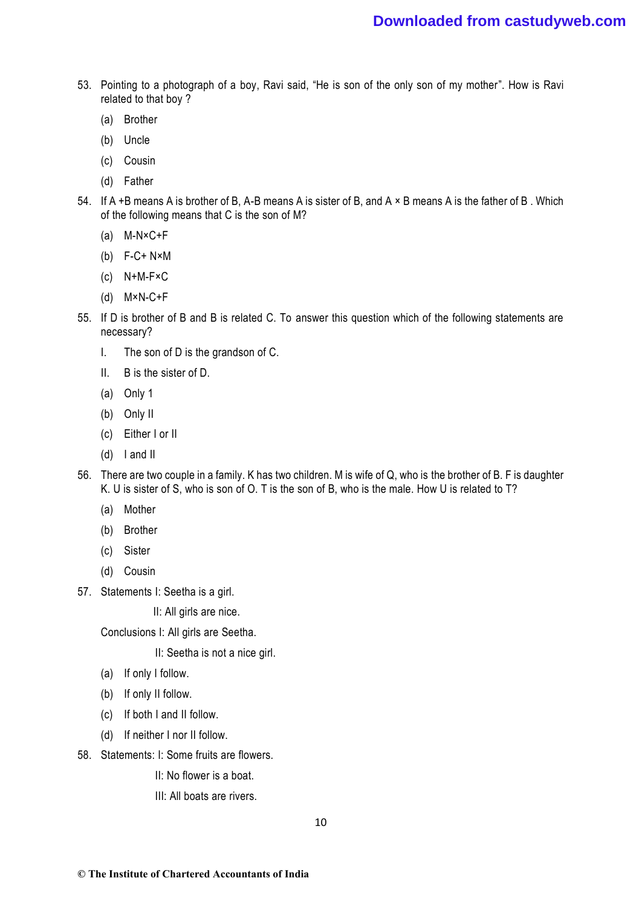53. Pointing to a photograph of a boy, Ravi said, "He is son of the only son of my mother". How is Ravi related to that boy ?

    (a) Brother

    (b) Uncle

    (c) Cousin

    (d) Father

54. If A +B means A is brother of B, A-B means A is sister of B, and A × B means A is the father of B . Which of the following means that C is the son of M?

    (a) M-N×C+F

    (b) F-C+ N×M

    (c) N+M-F×C

    (d) M×N-C+F

55. If D is brother of B and B is related C. To answer this question which of the following statements are necessary?

    I. The son of D is the grandson of C.

    II. B is the sister of D.

    (a) Only 1

    (b) Only II

    (c) Either I or II

    (d) I and II

56. There are two couple in a family. K has two children. M is wife of Q, who is the brother of B. F is daughter K. U is sister of S, who is son of O. T is the son of B, who is the male. How U is related to T?

    (a) Mother

    (b) Brother

    (c) Sister

    (d) Cousin

57. Statements I: Seetha is a girl.

    II: All girls are nice.

    Conclusions I: All girls are Seetha.

    II: Seetha is not a nice girl.

    (a) If only I follow.

    (b) If only II follow.

    (c) If both I and II follow.

    (d) If neither I nor II follow.

58. Statements: I: Some fruits are flowers.

    II: No flower is a boat.

    III: All boats are rivers.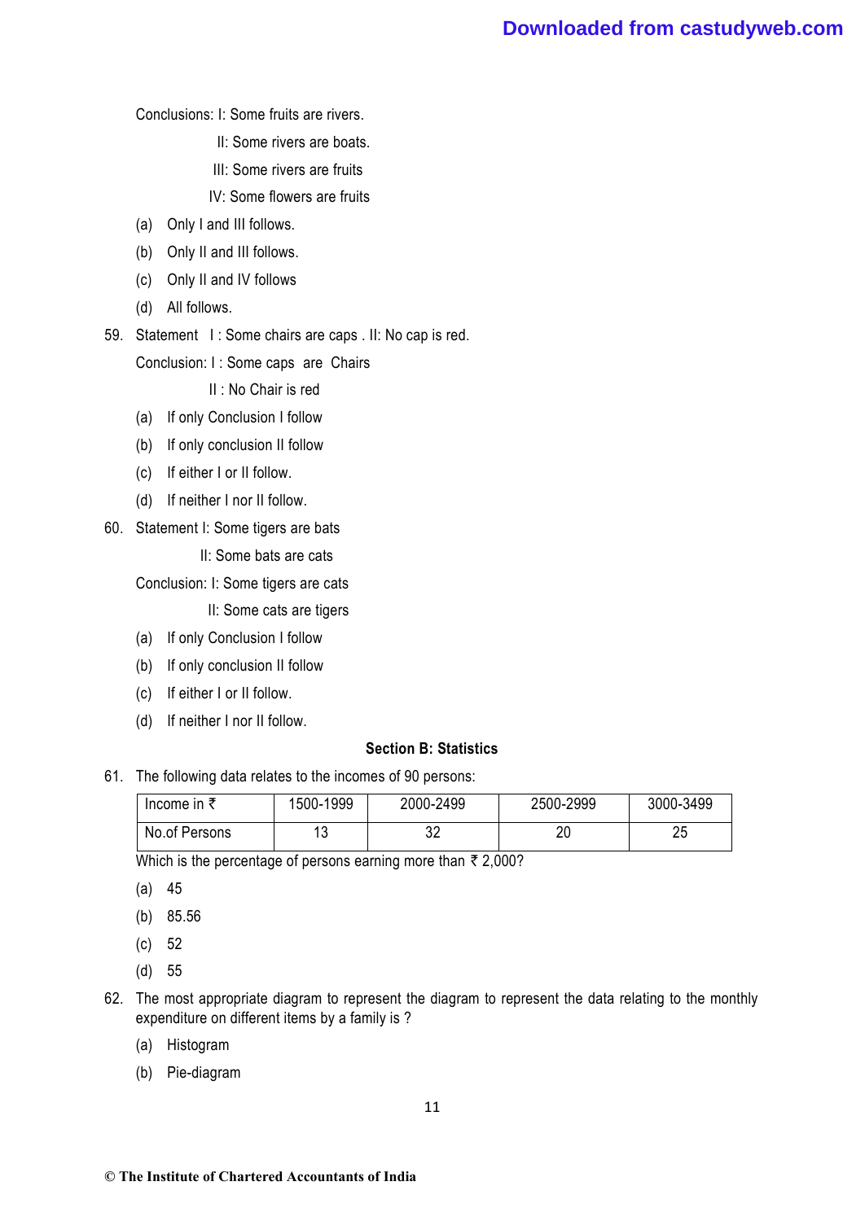Conclusions: I: Some fruits are rivers.

II: Some rivers are boats.

III: Some rivers are fruits

IV: Some flowers are fruits

(a) Only I and III follows.

(b) Only II and III follows.

(c) Only II and IV follows

(d) All follows.

59. Statement I : Some chairs are caps . II: No cap is red.

Conclusion: I : Some caps are Chairs

II : No Chair is red

(a) If only Conclusion I follow

(b) If only conclusion II follow

(c) If either I or II follow.

(d) If neither I nor II follow.

60. Statement I: Some tigers are bats

II: Some bats are cats

Conclusion: I: Some tigers are cats

II: Some cats are tigers

(a) If only Conclusion I follow

(b) If only conclusion II follow

(c) If either I or II follow.

(d) If neither I nor II follow.

## Section B: Statistics

61. The following data relates to the incomes of 90 persons:

| Income in ₹ | 1500-1999 | 2000-2499 | 2500-2999 | 3000-3499 |
|---|---|---|---|---|
| No.of Persons | 13 | 32 | 20 | 25 |

Which is the percentage of persons earning more than ₹ 2,000?

(a) 45

(b) 85.56

(c) 52

(d) 55

62. The most appropriate diagram to represent the diagram to represent the data relating to the monthly expenditure on different items by a family is ?

(a) Histogram

(b) Pie-diagram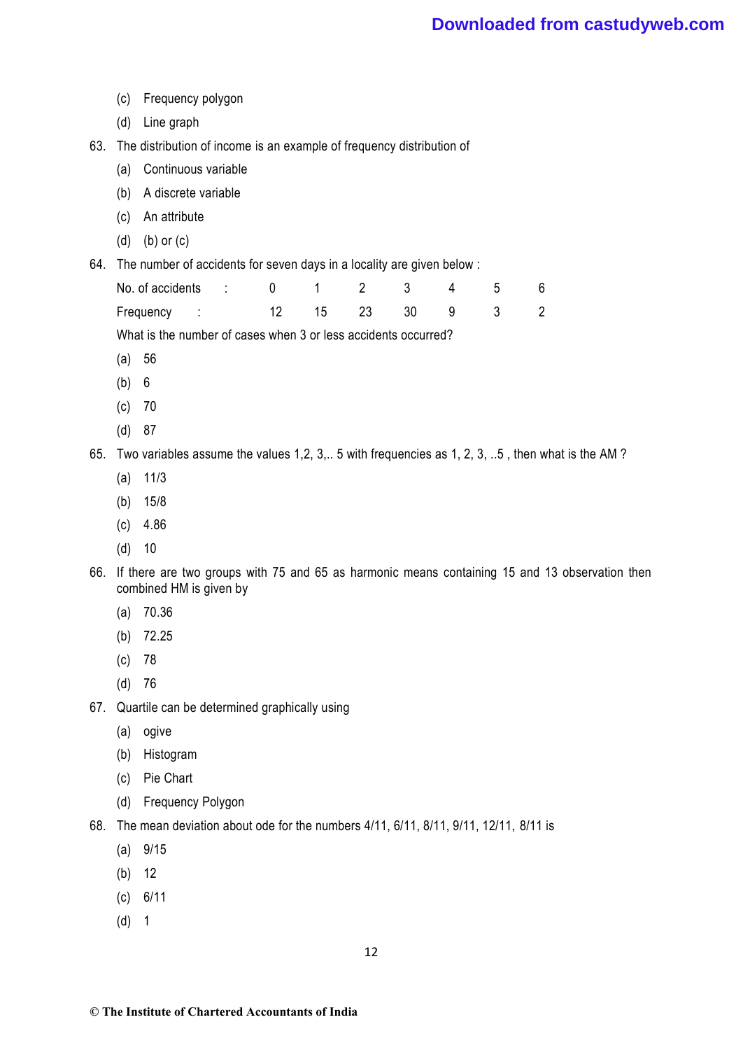(c) Frequency polygon

(d) Line graph

63. The distribution of income is an example of frequency distribution of

(a) Continuous variable

(b) A discrete variable

(c) An attribute

(d) (b) or (c)

64. The number of accidents for seven days in a locality are given below :

| No. of accidents : | 0 | 1 | 2 | 3 | 4 | 5 | 6 |
|---|---|---|---|---|---|---|---|
| Frequency : | 12 | 15 | 23 | 30 | 9 | 3 | 2 |

What is the number of cases when 3 or less accidents occurred?

(a) 56

(b) 6

(c) 70

(d) 87

65. Two variables assume the values 1,2, 3,.. 5 with frequencies as 1, 2, 3, ..5 , then what is the AM ?

(a) 11/3

(b) 15/8

(c) 4.86

(d) 10

66. If there are two groups with 75 and 65 as harmonic means containing 15 and 13 observation then combined HM is given by

(a) 70.36

(b) 72.25

(c) 78

(d) 76

67. Quartile can be determined graphically using

(a) ogive

(b) Histogram

(c) Pie Chart

(d) Frequency Polygon

68. The mean deviation about ode for the numbers 4/11, 6/11, 8/11, 9/11, 12/11, 8/11 is

(a) 9/15

(b) 12

(c) 6/11

(d) 1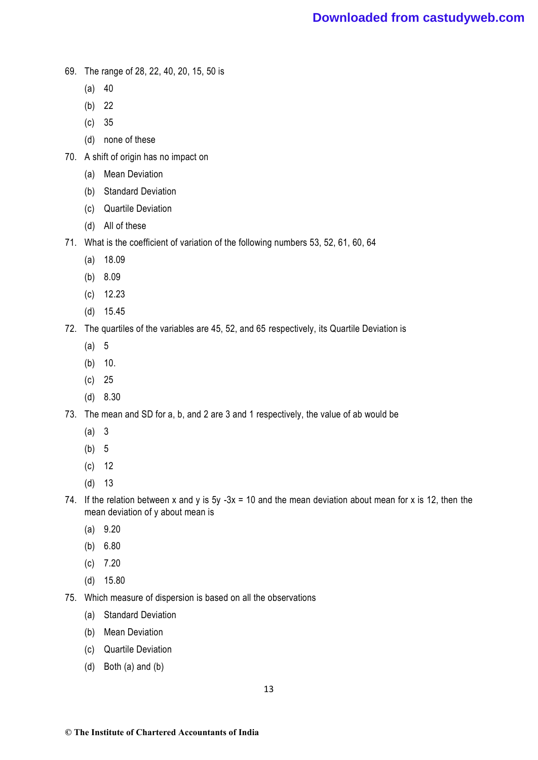69. The range of 28, 22, 40, 20, 15, 50 is

    (a) 40

    (b) 22

    (c) 35

    (d) none of these

70. A shift of origin has no impact on

    (a) Mean Deviation

    (b) Standard Deviation

    (c) Quartile Deviation

    (d) All of these

71. What is the coefficient of variation of the following numbers 53, 52, 61, 60, 64

    (a) 18.09

    (b) 8.09

    (c) 12.23

    (d) 15.45

72. The quartiles of the variables are 45, 52, and 65 respectively, its Quartile Deviation is

    (a) 5

    (b) 10.

    (c) 25

    (d) 8.30

73. The mean and SD for a, b, and 2 are 3 and 1 respectively, the value of ab would be

    (a) 3

    (b) 5

    (c) 12

    (d) 13

74. If the relation between x and y is 5y -3x = 10 and the mean deviation about mean for x is 12, then the mean deviation of y about mean is

    (a) 9.20

    (b) 6.80

    (c) 7.20

    (d) 15.80

75. Which measure of dispersion is based on all the observations

    (a) Standard Deviation

    (b) Mean Deviation

    (c) Quartile Deviation

    (d) Both (a) and (b)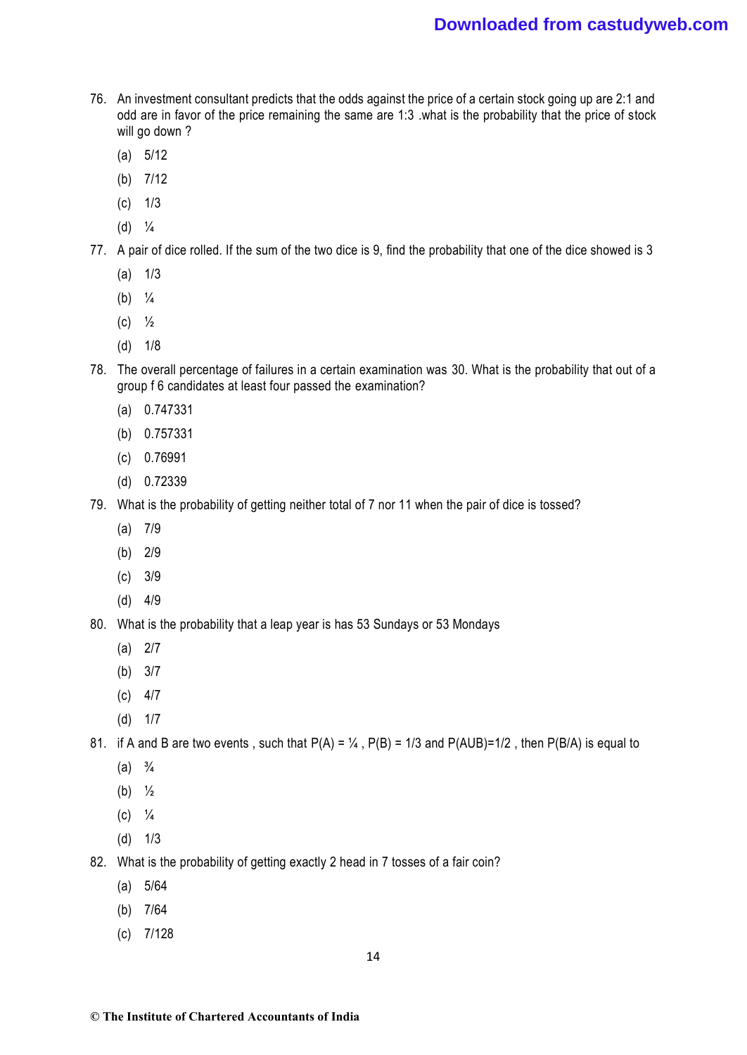76. An investment consultant predicts that the odds against the price of a certain stock going up are 2:1 and odd are in favor of the price remaining the same are 1:3 .what is the probability that the price of stock will go down ?

    (a) 5/12

    (b) 7/12

    (c) 1/3

    (d) ¼

77. A pair of dice rolled. If the sum of the two dice is 9, find the probability that one of the dice showed is 3

    (a) 1/3

    (b) ¼

    (c) ½

    (d) 1/8

78. The overall percentage of failures in a certain examination was 30. What is the probability that out of a group f 6 candidates at least four passed the examination?

    (a) 0.747331

    (b) 0.757331

    (c) 0.76991

    (d) 0.72339

79. What is the probability of getting neither total of 7 nor 11 when the pair of dice is tossed?

    (a) 7/9

    (b) 2/9

    (c) 3/9

    (d) 4/9

80. What is the probability that a leap year is has 53 Sundays or 53 Mondays

    (a) 2/7

    (b) 3/7

    (c) 4/7

    (d) 1/7

81. if A and B are two events , such that P(A) = ¼ , P(B) = 1/3 and P(AUB)=1/2 , then P(B/A) is equal to

    (a) ¾

    (b) ½

    (c) ¼

    (d) 1/3

82. What is the probability of getting exactly 2 head in 7 tosses of a fair coin?

    (a) 5/64

    (b) 7/64

    (c) 7/128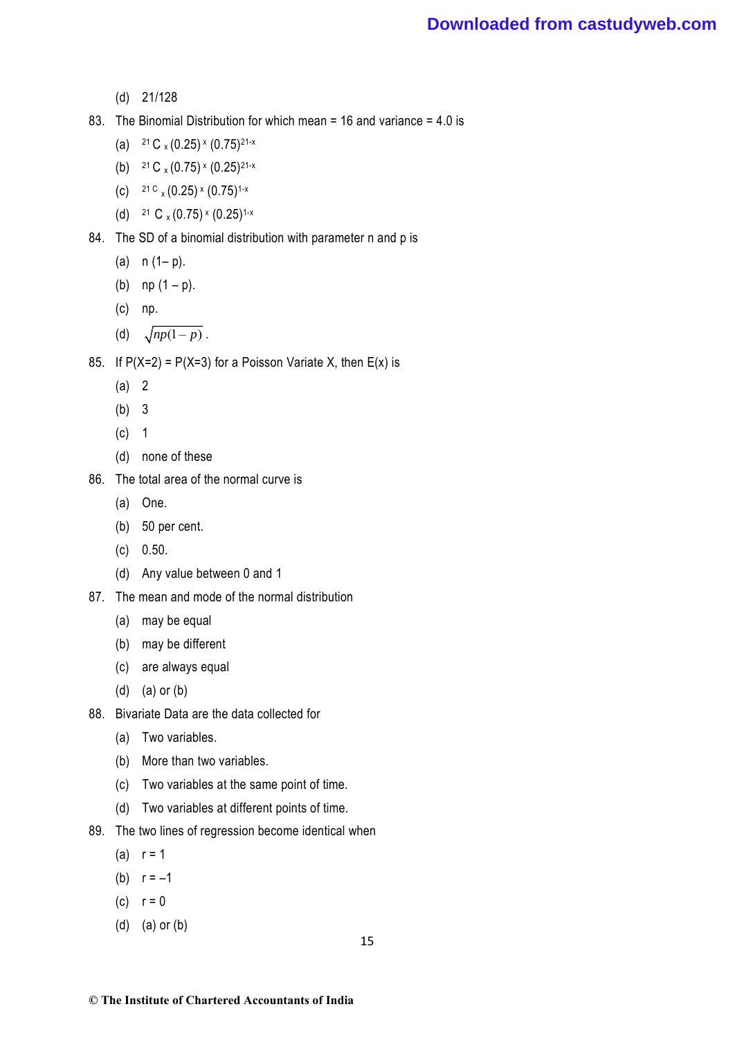(d) 21/128

83. The Binomial Distribution for which mean = 16 and variance = 4.0 is

   (a) $^{21}C_x (0.25)^x (0.75)^{21-x}$

   (b) $^{21}C_x (0.75)^x (0.25)^{21-x}$

   (c) $^{21}C_x (0.25)^x (0.75)^{1-x}$

   (d) $^{21}C_x (0.75)^x (0.25)^{1-x}$

84. The SD of a binomial distribution with parameter n and p is

   (a) n (1– p).

   (b) np (1 – p).

   (c) np.

   (d) $\sqrt{np(1-p)}$.

85. If P(X=2) = P(X=3) for a Poisson Variate X, then E(x) is

   (a) 2

   (b) 3

   (c) 1

   (d) none of these

86. The total area of the normal curve is

   (a) One.

   (b) 50 per cent.

   (c) 0.50.

   (d) Any value between 0 and 1

87. The mean and mode of the normal distribution

   (a) may be equal

   (b) may be different

   (c) are always equal

   (d) (a) or (b)

88. Bivariate Data are the data collected for

   (a) Two variables.

   (b) More than two variables.

   (c) Two variables at the same point of time.

   (d) Two variables at different points of time.

89. The two lines of regression become identical when

   (a) r = 1

   (b) r = –1

   (c) r = 0

   (d) (a) or (b)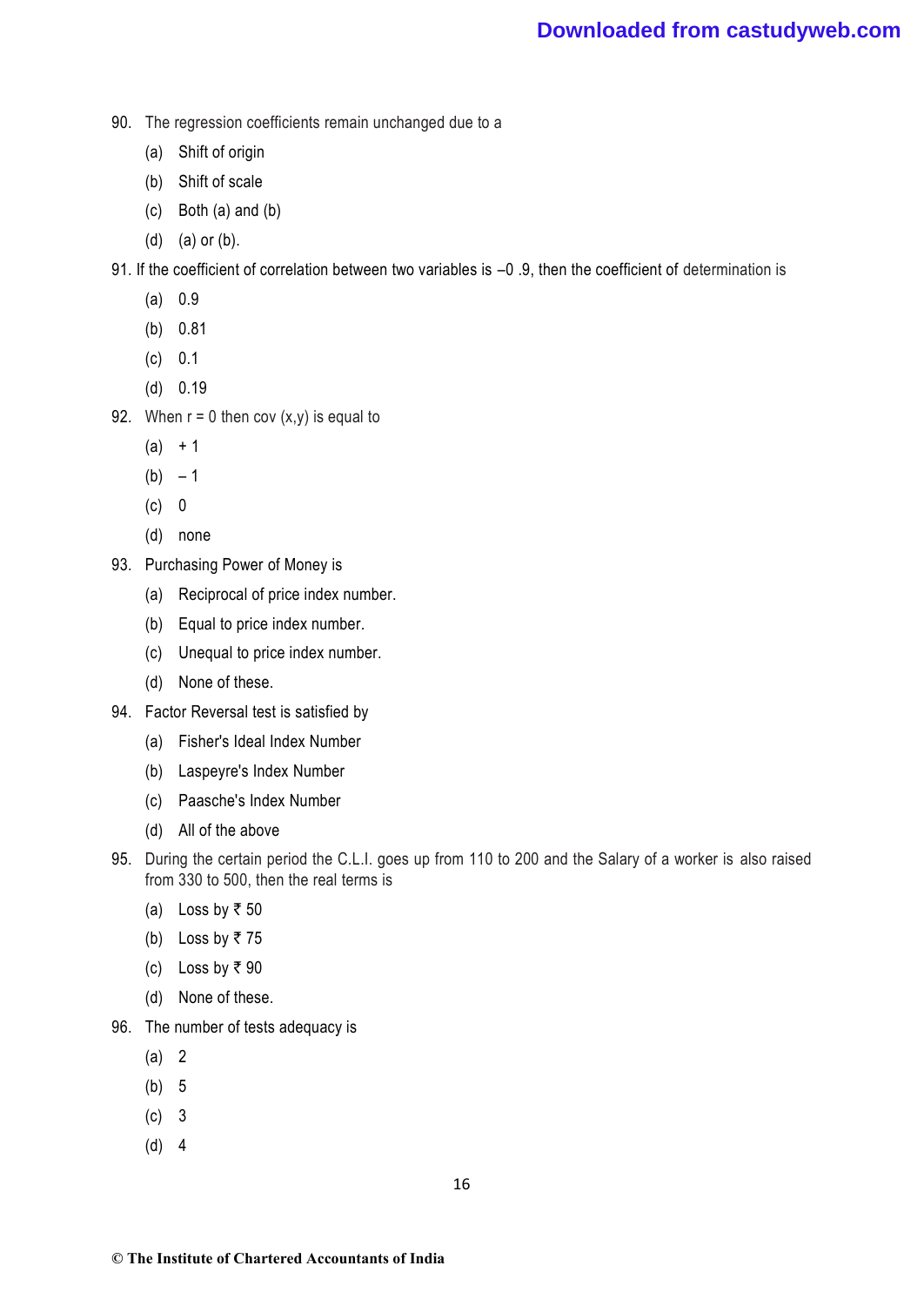90. The regression coefficients remain unchanged due to a

    (a) Shift of origin

    (b) Shift of scale

    (c) Both (a) and (b)

    (d) (a) or (b).

91. If the coefficient of correlation between two variables is –0 .9, then the coefficient of determination is

    (a) 0.9

    (b) 0.81

    (c) 0.1

    (d) 0.19

92. When r = 0 then cov (x,y) is equal to

    (a) + 1

    (b) – 1

    (c) 0

    (d) none

93. Purchasing Power of Money is

    (a) Reciprocal of price index number.

    (b) Equal to price index number.

    (c) Unequal to price index number.

    (d) None of these.

94. Factor Reversal test is satisfied by

    (a) Fisher's Ideal Index Number

    (b) Laspeyre's Index Number

    (c) Paasche's Index Number

    (d) All of the above

95. During the certain period the C.L.I. goes up from 110 to 200 and the Salary of a worker is also raised from 330 to 500, then the real terms is

    (a) Loss by ₹ 50

    (b) Loss by ₹ 75

    (c) Loss by ₹ 90

    (d) None of these.

96. The number of tests adequacy is

    (a) 2

    (b) 5

    (c) 3

    (d) 4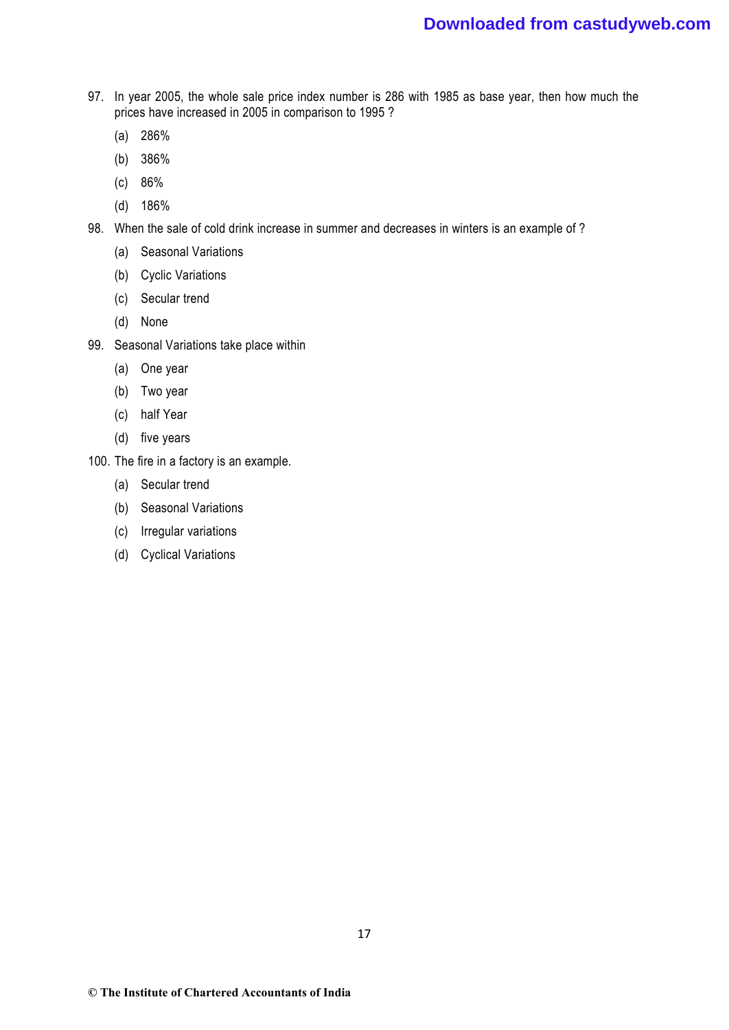97. In year 2005, the whole sale price index number is 286 with 1985 as base year, then how much the prices have increased in 2005 in comparison to 1995 ?

    (a) 286%

    (b) 386%

    (c) 86%

    (d) 186%

98. When the sale of cold drink increase in summer and decreases in winters is an example of ?

    (a) Seasonal Variations

    (b) Cyclic Variations

    (c) Secular trend

    (d) None

99. Seasonal Variations take place within

    (a) One year

    (b) Two year

    (c) half Year

    (d) five years

100. The fire in a factory is an example.

    (a) Secular trend

    (b) Seasonal Variations

    (c) Irregular variations

    (d) Cyclical Variations

© The Institute of Chartered Accountants of India